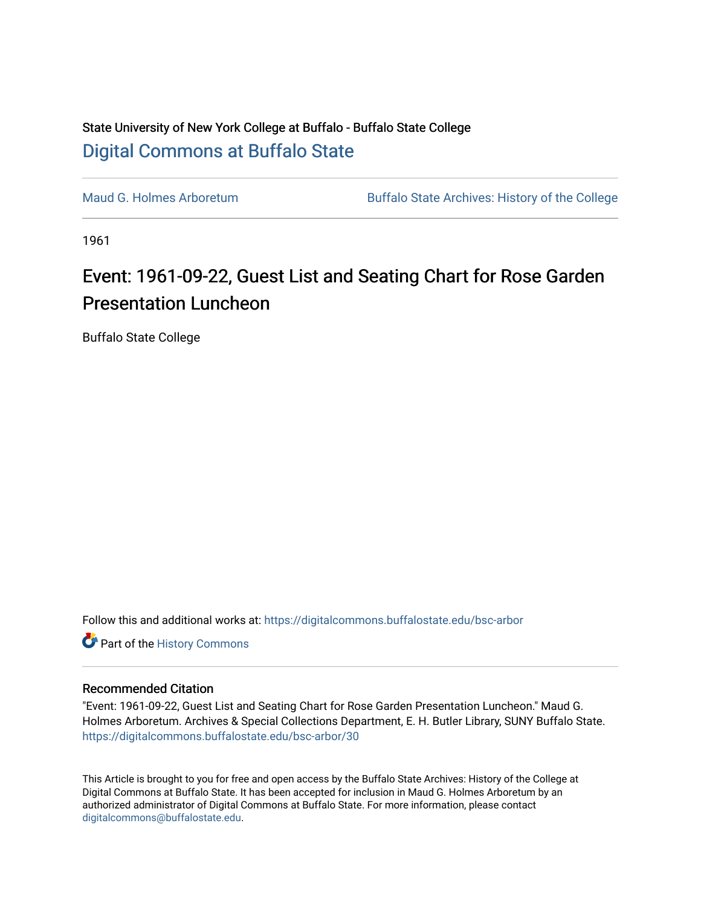State University of New York College at Buffalo - Buffalo State College

# Digital Commons at Buffalo State

Maud G. Holmes Arboretum

Buffalo State Archives: History of the College

1961

# Event: 1961-09-22, Guest List and Seating Chart for Rose Garden Presentation Luncheon

Buffalo State College

Follow this and additional works at: https://digitalcommons.buffalostate.edu/bsc-arbor

Part of the History Commons

## Recommended Citation

"Event: 1961-09-22, Guest List and Seating Chart for Rose Garden Presentation Luncheon." Maud G. Holmes Arboretum. Archives & Special Collections Department, E. H. Butler Library, SUNY Buffalo State. https://digitalcommons.buffalostate.edu/bsc-arbor/30

This Article is brought to you for free and open access by the Buffalo State Archives: History of the College at Digital Commons at Buffalo State. It has been accepted for inclusion in Maud G. Holmes Arboretum by an authorized administrator of Digital Commons at Buffalo State. For more information, please contact digitalcommons@buffalostate.edu.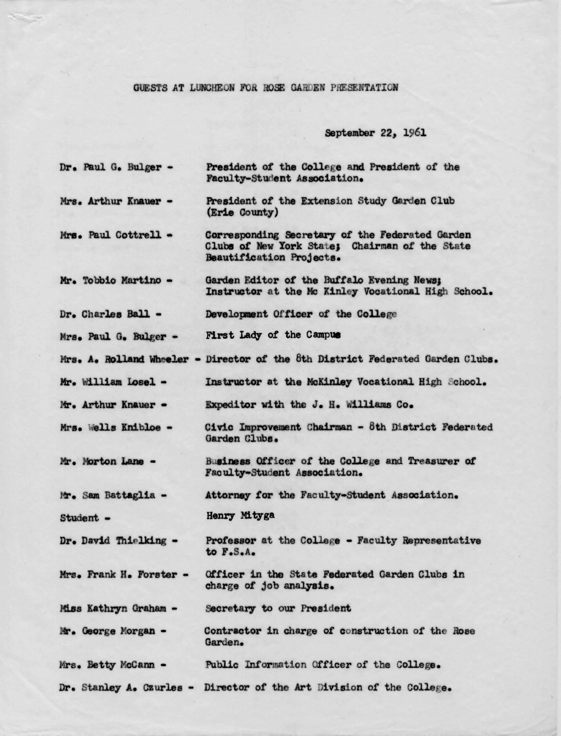# GUESTS AT LUNCHEON FOR ROSE GARDEN PRESENTATION

September 22, 1961

| | |
|---|---|
| Dr. Paul G. Bulger - | President of the College and President of the Faculty-Student Association. |
| Mrs. Arthur Knauer - | President of the Extension Study Garden Club (Erie County) |
| Mrs. Paul Cottrell - | Corresponding Secretary of the Federated Garden Clubs of New York State; Chairman of the State Beautification Projects. |
| Mr. Tobbio Martino - | Garden Editor of the Buffalo Evening News; Instructor at the Mc Kinley Vocational High School. |
| Dr. Charles Ball - | Development Officer of the College |
| Mrs. Paul G. Bulger - | First Lady of the Campus |
| Mrs. A. Rolland Wheeler - | Director of the 8th District Federated Garden Clubs. |
| Mr. William Losel - | Instructor at the McKinley Vocational High School. |
| Mr. Arthur Knauer - | Expeditor with the J. H. Williams Co. |
| Mrs. Wells Knibloe - | Civic Improvement Chairman - 8th District Federated Garden Clubs. |
| Mr. Morton Lane - | Business Officer of the College and Treasurer of Faculty-Student Association. |
| Mr. Sam Battaglia - | Attorney for the Faculty-Student Association. |
| Student - | Henry Mityga |
| Dr. David Thielking - | Professor at the College - Faculty Representative to F.S.A. |
| Mrs. Frank H. Forster - | Officer in the State Federated Garden Clubs in charge of job analysis. |
| Miss Kathryn Graham - | Secretary to our President |
| Mr. George Morgan - | Contractor in charge of construction of the Rose Garden. |
| Mrs. Betty McCann - | Public Information Officer of the College. |
| Dr. Stanley A. Czurles - | Director of the Art Division of the College. |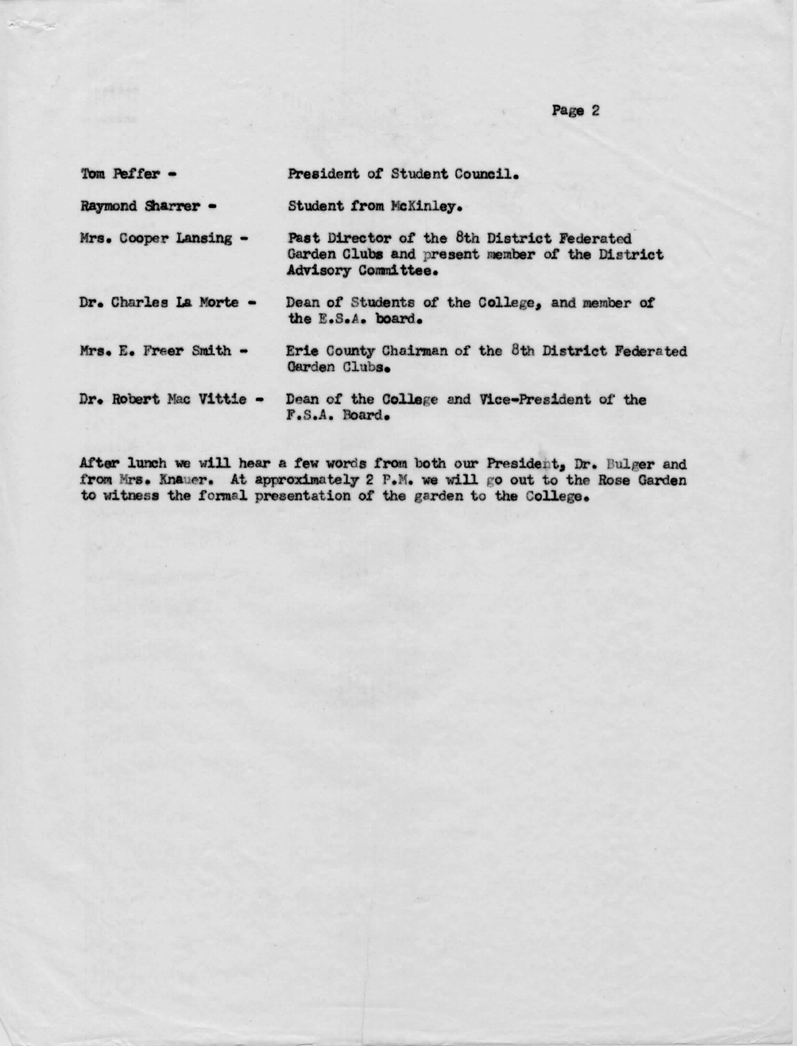Tom Peffer - President of Student Council.

Raymond Sharrer - Student from McKinley.

Mrs. Cooper Lansing - Past Director of the 8th District Federated Garden Clubs and present member of the District Advisory Committee.

Dr. Charles La Morte - Dean of Students of the College, and member of the E.S.A. board.

Mrs. E. Freer Smith - Erie County Chairman of the 8th District Federated Garden Clubs.

Dr. Robert Mac Vittie - Dean of the College and Vice-President of the F.S.A. Board.

After lunch we will hear a few words from both our President, Dr. Bulger and from Mrs. Knauer. At approximately 2 P.M. we will go out to the Rose Garden to witness the formal presentation of the garden to the College.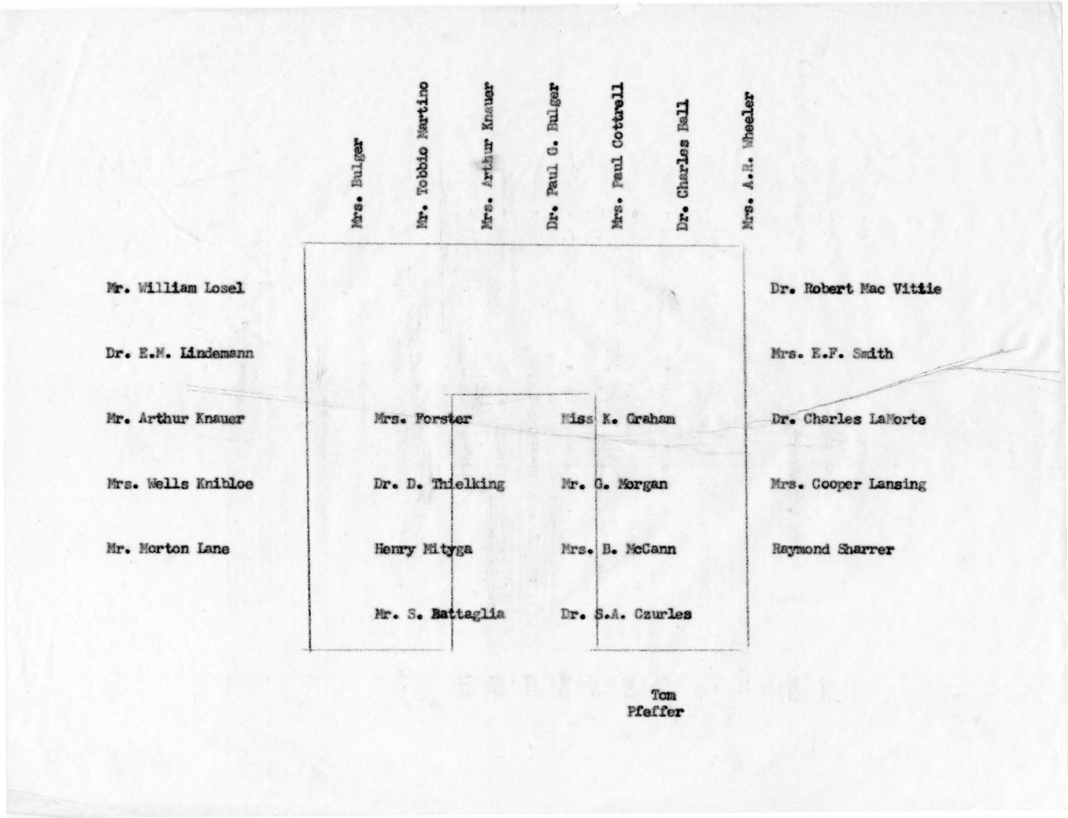Mrs. Bulger

Mr. Tobbio Martino

Mrs. Arthur Knauer

Dr. Paul G. Bulger

Mrs. Paul Cottrell

Dr. Charles Ball

Mrs. A.R. Wheeler

Mr. William Losel

Dr. E.M. Lindemann

Mr. Arthur Knauer

Mrs. Wells Knibloe

Mr. Morton Lane

Mrs. Forster

Dr. D. Thielking

Henry Mityga

Mr. S. Battaglia

Miss K. Graham

Mr. G. Morgan

Mrs. B. McCann

Dr. S.A. Czurles

Dr. Robert Mac Vittie

Mrs. E.F. Smith

Dr. Charles LaMorte

Mrs. Cooper Lansing

Raymond Sharrer

Tom Pfeffer